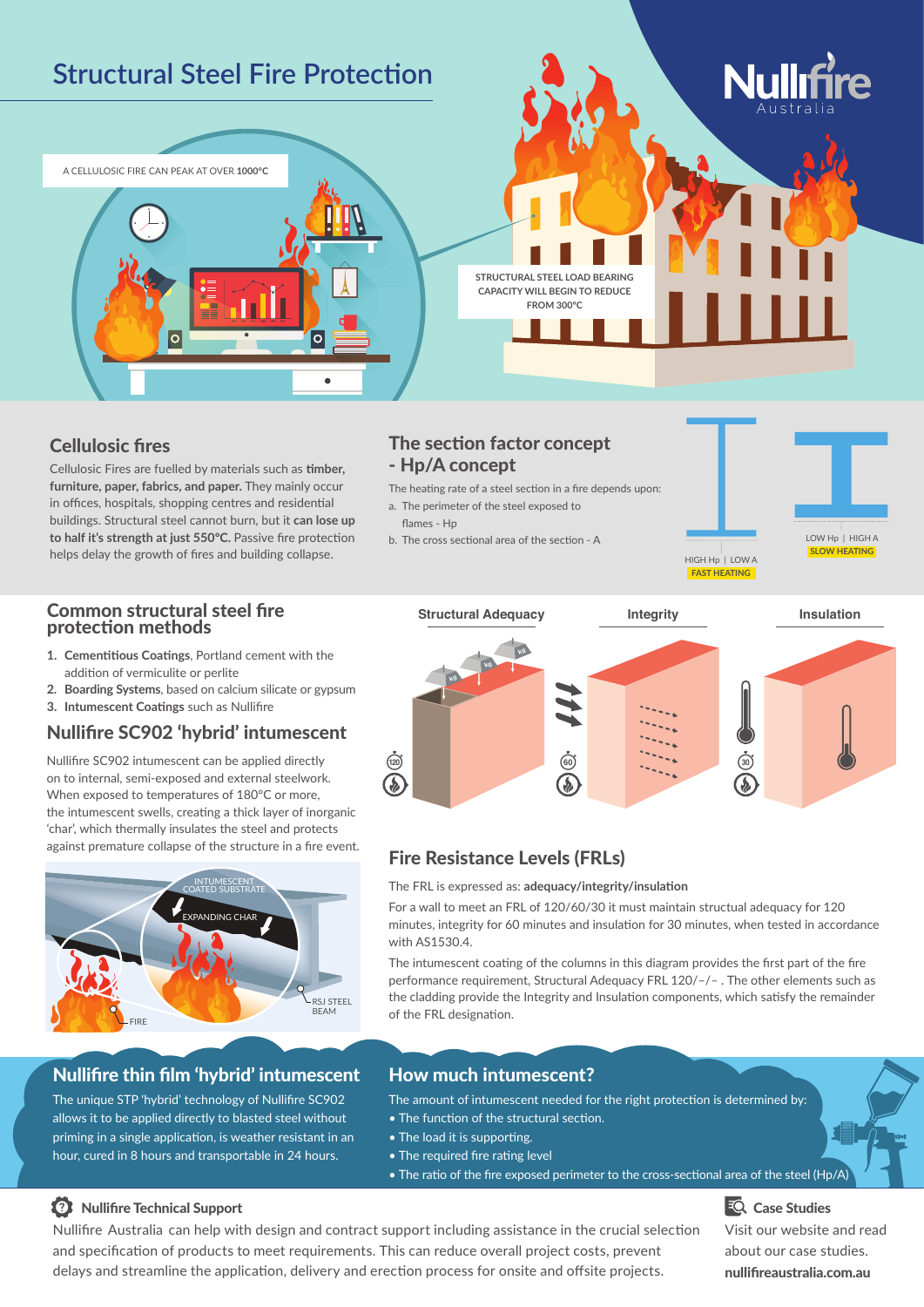# Structural Steel Fire Protection

Nullifire Australia

A CELLULOSIC FIRE CAN PEAK AT OVER **1000°C**

STRUCTURAL STEEL LOAD BEARING CAPACITY WILL BEGIN TO REDUCE FROM 300°C

## Cellulosic fires

Cellulosic Fires are fuelled by materials such as **timber, furniture, paper, fabrics, and paper.** They mainly occur in offices, hospitals, shopping centres and residential buildings. Structural steel cannot burn, but it **can lose up to half it's strength at just 550°C.** Passive fire protection helps delay the growth of fires and building collapse.

## The section factor concept - Hp/A concept

The heating rate of a steel section in a fire depends upon:

a. The perimeter of the steel exposed to flames - Hp

b. The cross sectional area of the section - A

HIGH Hp | LOW A
FAST HEATING

LOW Hp | HIGH A
SLOW HEATING

## Common structural steel fire protection methods

1. **Cementitious Coatings**, Portland cement with the addition of vermiculite or perlite
2. **Boarding Systems**, based on calcium silicate or gypsum
3. **Intumescent Coatings** such as Nullifire

## Nullifire SC902 'hybrid' intumescent

Nullifire SC902 intumescent can be applied directly on to internal, semi-exposed and external steelwork. When exposed to temperatures of 180°C or more, the intumescent swells, creating a thick layer of inorganic 'char', which thermally insulates the steel and protects against premature collapse of the structure in a fire event.

INTUMESCENT COATED SUBSTRATE

EXPANDING CHAR

RSJ STEEL BEAM

FIRE

Structural Adequacy | Integrity | Insulation

120 | 60 | 30

## Fire Resistance Levels (FRLs)

The FRL is expressed as: **adequacy/integrity/insulation**

For a wall to meet an FRL of 120/60/30 it must maintain structural adequacy for 120 minutes, integrity for 60 minutes and insulation for 30 minutes, when tested in accordance with AS1530.4.

The intumescent coating of the columns in this diagram provides the first part of the fire performance requirement, Structural Adequacy FRL 120/–/– . The other elements such as the cladding provide the Integrity and Insulation components, which satisfy the remainder of the FRL designation.

## Nullifire thin film 'hybrid' intumescent

The unique STP 'hybrid' technology of Nullifire SC902 allows it to be applied directly to blasted steel without priming in a single application, is weather resistant in an hour, cured in 8 hours and transportable in 24 hours.

## How much intumescent?

The amount of intumescent needed for the right protection is determined by:

- The function of the structural section.
- The load it is supporting.
- The required fire rating level
- The ratio of the fire exposed perimeter to the cross-sectional area of the steel (Hp/A)

### Nullifire Technical Support

Nullifire Australia can help with design and contract support including assistance in the crucial selection and specification of products to meet requirements. This can reduce overall project costs, prevent delays and streamline the application, delivery and erection process for onsite and offsite projects.

### Case Studies

Visit our website and read about our case studies.

**nullifireaustralia.com.au**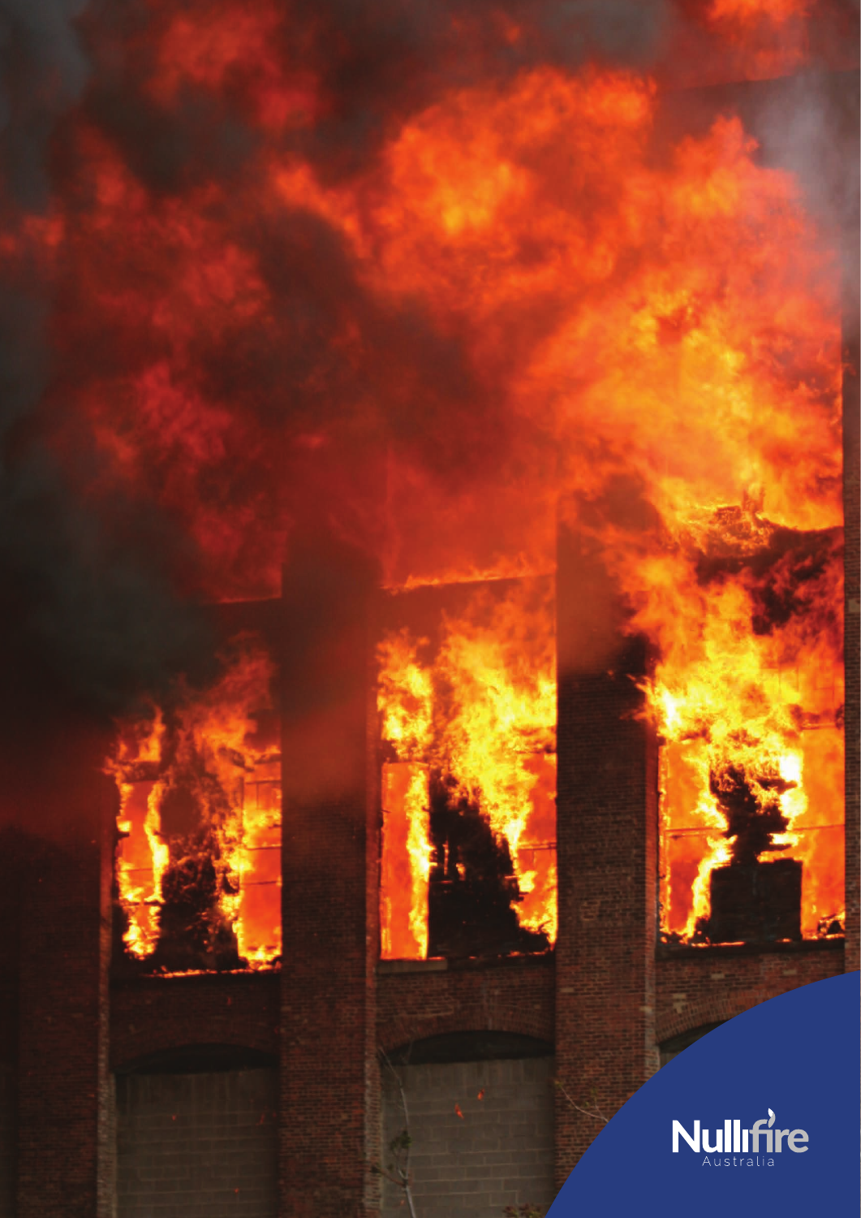Nullifire
Australia